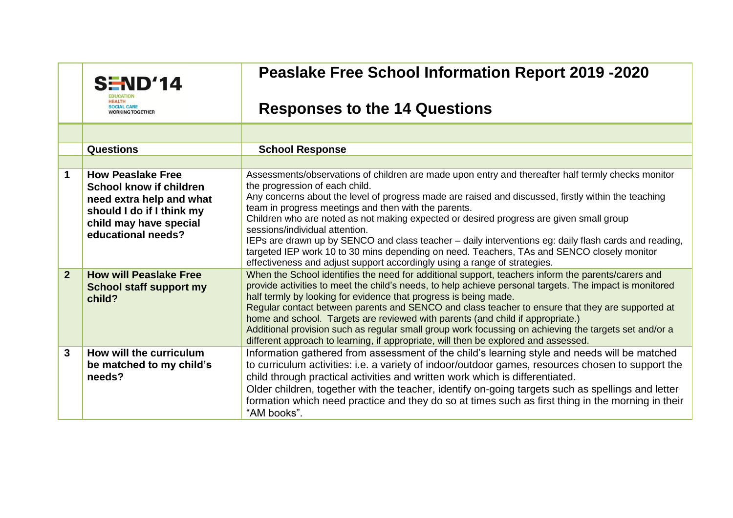SEND'14

EDUCATION
HEALTH
SOCIAL CARE
WORKING TOGETHER

# Peaslake Free School Information Report 2019 -2020

## Responses to the 14 Questions

| | Questions | School Response |
|---|---|---|
| 1 | **How Peaslake Free School know if children need extra help and what should I do if I think my child may have special educational needs?** | Assessments/observations of children are made upon entry and thereafter half termly checks monitor the progression of each child.<br>Any concerns about the level of progress made are raised and discussed, firstly within the teaching team in progress meetings and then with the parents.<br>Children who are noted as not making expected or desired progress are given small group sessions/individual attention.<br>IEPs are drawn up by SENCO and class teacher – daily interventions eg: daily flash cards and reading, targeted IEP work 10 to 30 mins depending on need. Teachers, TAs and SENCO closely monitor effectiveness and adjust support accordingly using a range of strategies. |
| 2 | **How will Peaslake Free School staff support my child?** | When the School identifies the need for additional support, teachers inform the parents/carers and provide activities to meet the child's needs, to help achieve personal targets. The impact is monitored half termly by looking for evidence that progress is being made.<br>Regular contact between parents and SENCO and class teacher to ensure that they are supported at home and school. Targets are reviewed with parents (and child if appropriate.)<br>Additional provision such as regular small group work focussing on achieving the targets set and/or a different approach to learning, if appropriate, will then be explored and assessed. |
| 3 | **How will the curriculum be matched to my child's needs?** | Information gathered from assessment of the child's learning style and needs will be matched to curriculum activities: i.e. a variety of indoor/outdoor games, resources chosen to support the child through practical activities and written work which is differentiated.<br>Older children, together with the teacher, identify on-going targets such as spellings and letter formation which need practice and they do so at times such as first thing in the morning in their "AM books". |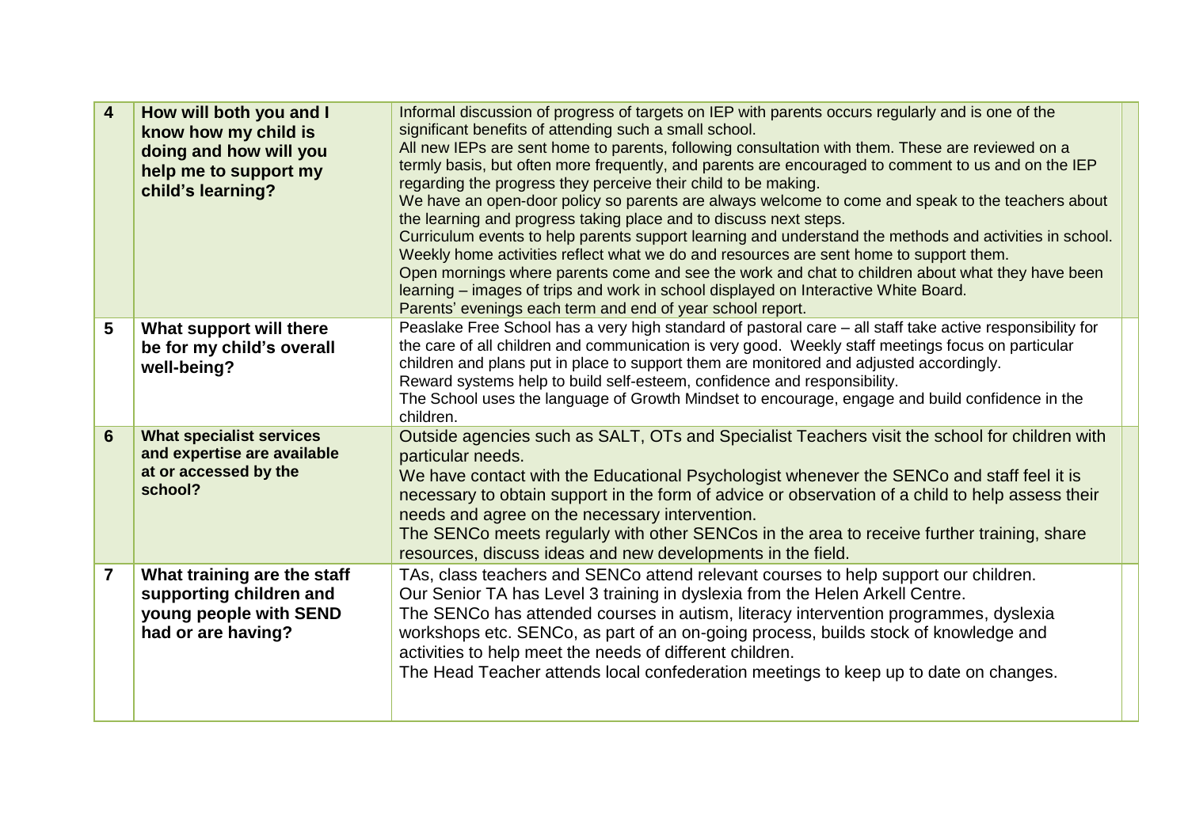| | | | |
|---|---|---|---|
| **4** | **How will both you and I know how my child is doing and how will you help me to support my child's learning?** | Informal discussion of progress of targets on IEP with parents occurs regularly and is one of the significant benefits of attending such a small school.<br>All new IEPs are sent home to parents, following consultation with them. These are reviewed on a termly basis, but often more frequently, and parents are encouraged to comment to us and on the IEP regarding the progress they perceive their child to be making.<br>We have an open-door policy so parents are always welcome to come and speak to the teachers about the learning and progress taking place and to discuss next steps.<br>Curriculum events to help parents support learning and understand the methods and activities in school.<br>Weekly home activities reflect what we do and resources are sent home to support them.<br>Open mornings where parents come and see the work and chat to children about what they have been learning – images of trips and work in school displayed on Interactive White Board.<br>Parents' evenings each term and end of year school report. | |
| **5** | **What support will there be for my child's overall well-being?** | Peaslake Free School has a very high standard of pastoral care – all staff take active responsibility for the care of all children and communication is very good. Weekly staff meetings focus on particular children and plans put in place to support them are monitored and adjusted accordingly.<br>Reward systems help to build self-esteem, confidence and responsibility.<br>The School uses the language of Growth Mindset to encourage, engage and build confidence in the children. | |
| **6** | **What specialist services and expertise are available at or accessed by the school?** | Outside agencies such as SALT, OTs and Specialist Teachers visit the school for children with particular needs.<br>We have contact with the Educational Psychologist whenever the SENCo and staff feel it is necessary to obtain support in the form of advice or observation of a child to help assess their needs and agree on the necessary intervention.<br>The SENCo meets regularly with other SENCos in the area to receive further training, share resources, discuss ideas and new developments in the field. | |
| **7** | **What training are the staff supporting children and young people with SEND had or are having?** | TAs, class teachers and SENCo attend relevant courses to help support our children.<br>Our Senior TA has Level 3 training in dyslexia from the Helen Arkell Centre.<br>The SENCo has attended courses in autism, literacy intervention programmes, dyslexia workshops etc. SENCo, as part of an on-going process, builds stock of knowledge and activities to help meet the needs of different children.<br>The Head Teacher attends local confederation meetings to keep up to date on changes. | |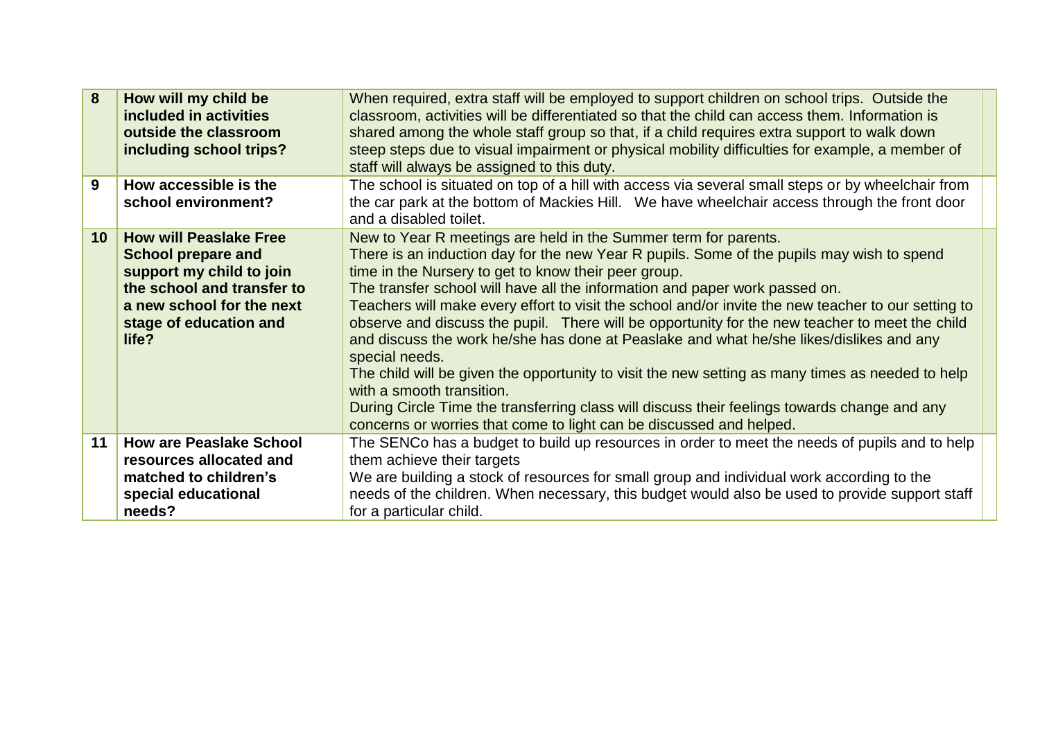| | | |
|---|---|---|
| **8** | **How will my child be included in activities outside the classroom including school trips?** | When required, extra staff will be employed to support children on school trips. Outside the classroom, activities will be differentiated so that the child can access them. Information is shared among the whole staff group so that, if a child requires extra support to walk down steep steps due to visual impairment or physical mobility difficulties for example, a member of staff will always be assigned to this duty. |
| **9** | **How accessible is the school environment?** | The school is situated on top of a hill with access via several small steps or by wheelchair from the car park at the bottom of Mackies Hill. We have wheelchair access through the front door and a disabled toilet. |
| **10** | **How will Peaslake Free School prepare and support my child to join the school and transfer to a new school for the next stage of education and life?** | New to Year R meetings are held in the Summer term for parents.<br>There is an induction day for the new Year R pupils. Some of the pupils may wish to spend time in the Nursery to get to know their peer group.<br>The transfer school will have all the information and paper work passed on.<br>Teachers will make every effort to visit the school and/or invite the new teacher to our setting to observe and discuss the pupil. There will be opportunity for the new teacher to meet the child and discuss the work he/she has done at Peaslake and what he/she likes/dislikes and any special needs.<br>The child will be given the opportunity to visit the new setting as many times as needed to help with a smooth transition.<br>During Circle Time the transferring class will discuss their feelings towards change and any concerns or worries that come to light can be discussed and helped. |
| **11** | **How are Peaslake School resources allocated and matched to children's special educational needs?** | The SENCo has a budget to build up resources in order to meet the needs of pupils and to help them achieve their targets<br>We are building a stock of resources for small group and individual work according to the needs of the children. When necessary, this budget would also be used to provide support staff for a particular child. |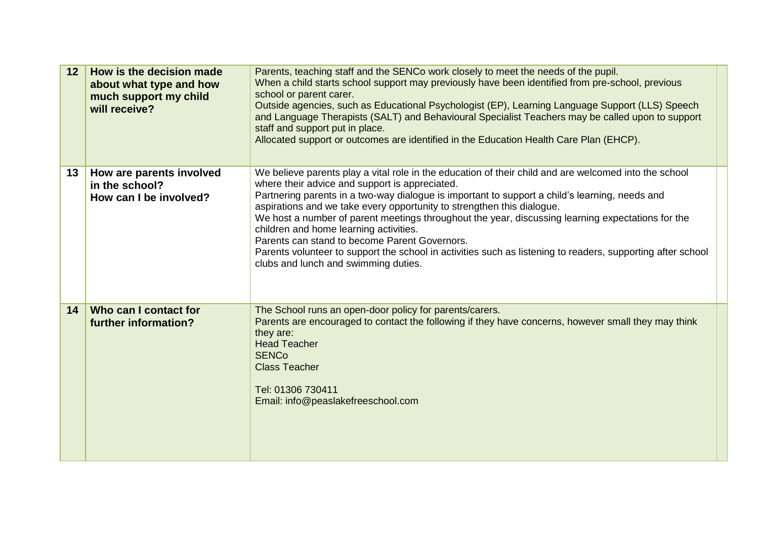| | | | |
|---|---|---|---|
| **12** | **How is the decision made about what type and how much support my child will receive?** | Parents, teaching staff and the SENCo work closely to meet the needs of the pupil.<br>When a child starts school support may previously have been identified from pre-school, previous school or parent carer.<br>Outside agencies, such as Educational Psychologist (EP), Learning Language Support (LLS) Speech and Language Therapists (SALT) and Behavioural Specialist Teachers may be called upon to support staff and support put in place.<br>Allocated support or outcomes are identified in the Education Health Care Plan (EHCP). | |
| **13** | **How are parents involved in the school?<br>How can I be involved?** | We believe parents play a vital role in the education of their child and are welcomed into the school where their advice and support is appreciated.<br>Partnering parents in a two-way dialogue is important to support a child's learning, needs and aspirations and we take every opportunity to strengthen this dialogue.<br>We host a number of parent meetings throughout the year, discussing learning expectations for the children and home learning activities.<br>Parents can stand to become Parent Governors.<br>Parents volunteer to support the school in activities such as listening to readers, supporting after school clubs and lunch and swimming duties. | |
| **14** | **Who can I contact for further information?** | The School runs an open-door policy for parents/carers.<br>Parents are encouraged to contact the following if they have concerns, however small they may think they are:<br>Head Teacher<br>SENCo<br>Class Teacher<br><br>Tel: 01306 730411<br>Email: info@peaslakefreeschool.com | |